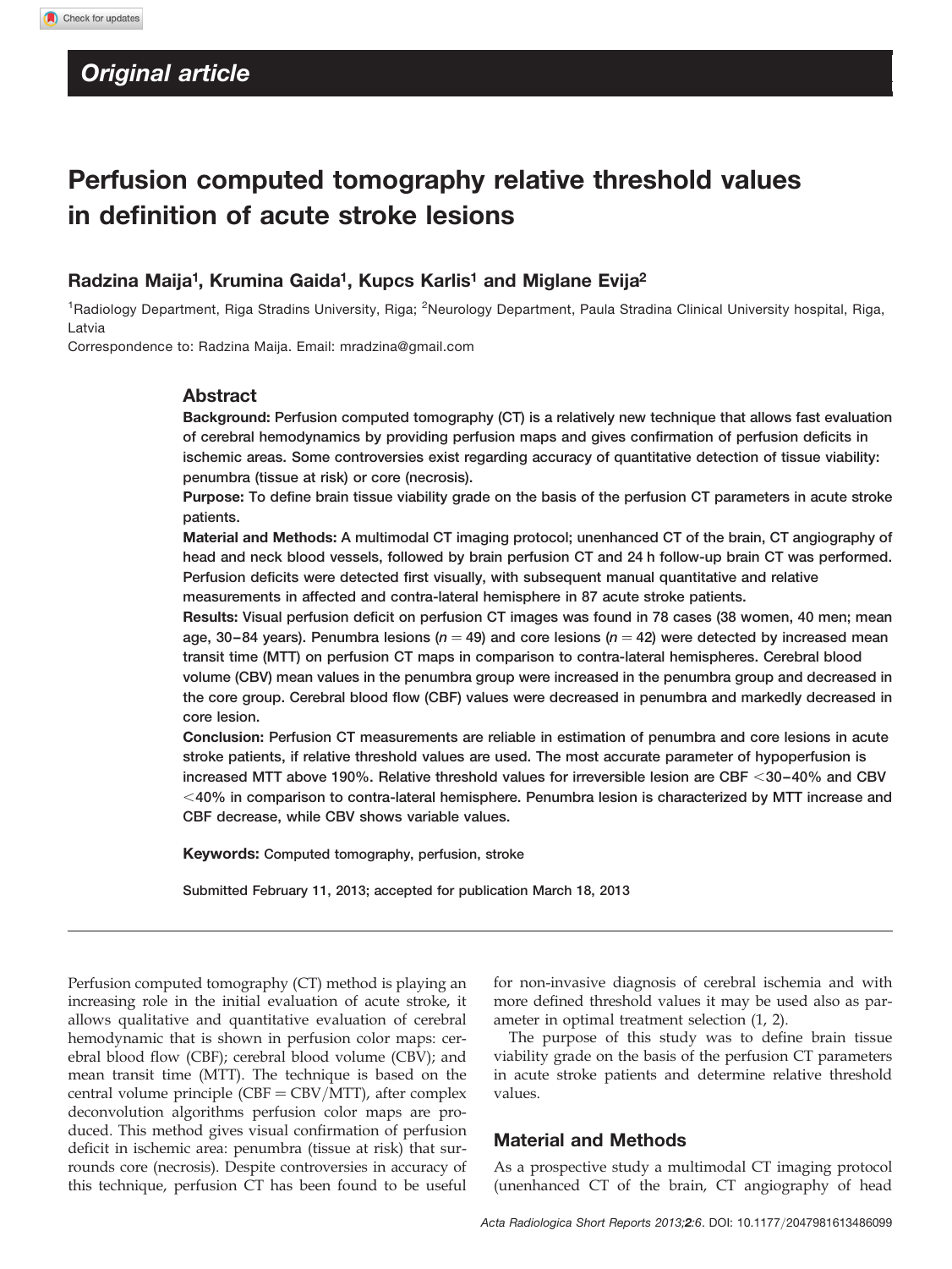## Original article

# Perfusion computed tomography relative threshold values in definition of acute stroke lesions

**Radzina Maija[1], Krumina Gaida[1], Kupcs Karlis[1] and Miglane Evija[2]**

[1]Radiology Department, Riga Stradins University, Riga; [2]Neurology Department, Paula Stradina Clinical University hospital, Riga, Latvia

Correspondence to: Radzina Maija. Email: mradzina@gmail.com

## Abstract

**Background:** Perfusion computed tomography (CT) is a relatively new technique that allows fast evaluation of cerebral hemodynamics by providing perfusion maps and gives confirmation of perfusion deficits in ischemic areas. Some controversies exist regarding accuracy of quantitative detection of tissue viability: penumbra (tissue at risk) or core (necrosis).

**Purpose:** To define brain tissue viability grade on the basis of the perfusion CT parameters in acute stroke patients.

**Material and Methods:** A multimodal CT imaging protocol; unenhanced CT of the brain, CT angiography of head and neck blood vessels, followed by brain perfusion CT and 24 h follow-up brain CT was performed. Perfusion deficits were detected first visually, with subsequent manual quantitative and relative measurements in affected and contra-lateral hemisphere in 87 acute stroke patients.

**Results:** Visual perfusion deficit on perfusion CT images was found in 78 cases (38 women, 40 men; mean age, 30–84 years). Penumbra lesions ($n = 49$) and core lesions ($n = 42$) were detected by increased mean transit time (MTT) on perfusion CT maps in comparison to contra-lateral hemispheres. Cerebral blood volume (CBV) mean values in the penumbra group were increased in the penumbra group and decreased in the core group. Cerebral blood flow (CBF) values were decreased in penumbra and markedly decreased in core lesion.

**Conclusion:** Perfusion CT measurements are reliable in estimation of penumbra and core lesions in acute stroke patients, if relative threshold values are used. The most accurate parameter of hypoperfusion is increased MTT above 190%. Relative threshold values for irreversible lesion are CBF <30–40% and CBV <40% in comparison to contra-lateral hemisphere. Penumbra lesion is characterized by MTT increase and CBF decrease, while CBV shows variable values.

**Keywords:** Computed tomography, perfusion, stroke

Submitted February 11, 2013; accepted for publication March 18, 2013

Perfusion computed tomography (CT) method is playing an increasing role in the initial evaluation of acute stroke, it allows qualitative and quantitative evaluation of cerebral hemodynamic that is shown in perfusion color maps: cerebral blood flow (CBF); cerebral blood volume (CBV); and mean transit time (MTT). The technique is based on the central volume principle ($CBF = CBV/MTT$), after complex deconvolution algorithms perfusion color maps are produced. This method gives visual confirmation of perfusion deficit in ischemic area: penumbra (tissue at risk) that surrounds core (necrosis). Despite controversies in accuracy of this technique, perfusion CT has been found to be useful for non-invasive diagnosis of cerebral ischemia and with more defined threshold values it may be used also as parameter in optimal treatment selection (1, 2).

The purpose of this study was to define brain tissue viability grade on the basis of the perfusion CT parameters in acute stroke patients and determine relative threshold values.

## Material and Methods

As a prospective study a multimodal CT imaging protocol (unenhanced CT of the brain, CT angiography of head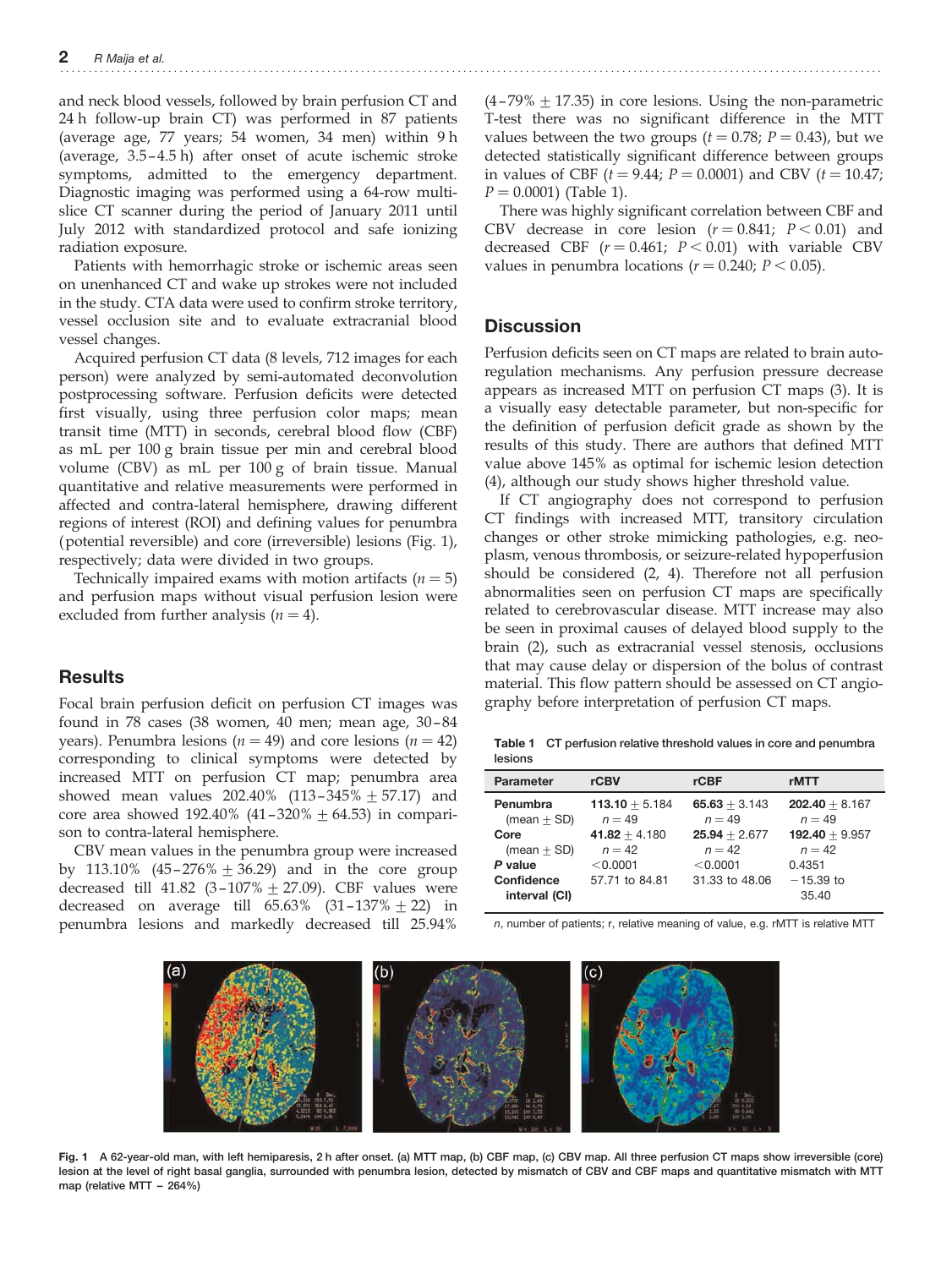and neck blood vessels, followed by brain perfusion CT and 24 h follow-up brain CT) was performed in 87 patients (average age, 77 years; 54 women, 34 men) within 9 h (average, 3.5–4.5 h) after onset of acute ischemic stroke symptoms, admitted to the emergency department. Diagnostic imaging was performed using a 64-row multislice CT scanner during the period of January 2011 until July 2012 with standardized protocol and safe ionizing radiation exposure.

Patients with hemorrhagic stroke or ischemic areas seen on unenhanced CT and wake up strokes were not included in the study. CTA data were used to confirm stroke territory, vessel occlusion site and to evaluate extracranial blood vessel changes.

Acquired perfusion CT data (8 levels, 712 images for each person) were analyzed by semi-automated deconvolution postprocessing software. Perfusion deficits were detected first visually, using three perfusion color maps; mean transit time (MTT) in seconds, cerebral blood flow (CBF) as mL per 100 g brain tissue per min and cerebral blood volume (CBV) as mL per 100 g of brain tissue. Manual quantitative and relative measurements were performed in affected and contra-lateral hemisphere, drawing different regions of interest (ROI) and defining values for penumbra (potential reversible) and core (irreversible) lesions (Fig. 1), respectively; data were divided in two groups.

Technically impaired exams with motion artifacts ($n = 5$) and perfusion maps without visual perfusion lesion were excluded from further analysis ($n = 4$).

## Results

Focal brain perfusion deficit on perfusion CT images was found in 78 cases (38 women, 40 men; mean age, 30–84 years). Penumbra lesions ($n = 49$) and core lesions ($n = 42$) corresponding to clinical symptoms were detected by increased MTT on perfusion CT map; penumbra area showed mean values 202.40% (113–345% ± 57.17) and core area showed 192.40% (41–320% ± 64.53) in comparison to contra-lateral hemisphere.

CBV mean values in the penumbra group were increased by 113.10% (45–276% ± 36.29) and in the core group decreased till 41.82 (3–107% ± 27.09). CBF values were decreased on average till 65.63% (31–137% ± 22) in penumbra lesions and markedly decreased till 25.94% (4–79% ± 17.35) in core lesions. Using the non-parametric T-test there was no significant difference in the MTT values between the two groups ($t = 0.78$; $P = 0.43$), but we detected statistically significant difference between groups in values of CBF ($t = 9.44$; $P = 0.0001$) and CBV ($t = 10.47$; $P = 0.0001$) (Table 1).

There was highly significant correlation between CBF and CBV decrease in core lesion ($r = 0.841$; $P < 0.01$) and decreased CBF ($r = 0.461$; $P < 0.01$) with variable CBV values in penumbra locations ($r = 0.240$; $P < 0.05$).

## Discussion

Perfusion deficits seen on CT maps are related to brain autoregulation mechanisms. Any perfusion pressure decrease appears as increased MTT on perfusion CT maps (3). It is a visually easy detectable parameter, but non-specific for the definition of perfusion deficit grade as shown by the results of this study. There are authors that defined MTT value above 145% as optimal for ischemic lesion detection (4), although our study shows higher threshold value.

If CT angiography does not correspond to perfusion CT findings with increased MTT, transitory circulation changes or other stroke mimicking pathologies, e.g. neoplasm, venous thrombosis, or seizure-related hypoperfusion should be considered (2, 4). Therefore not all perfusion abnormalities seen on perfusion CT maps are specifically related to cerebrovascular disease. MTT increase may also be seen in proximal causes of delayed blood supply to the brain (2), such as extracranial vessel stenosis, occlusions that may cause delay or dispersion of the bolus of contrast material. This flow pattern should be assessed on CT angiography before interpretation of perfusion CT maps.

**Table 1** CT perfusion relative threshold values in core and penumbra lesions

| Parameter | rCBV | rCBF | rMTT |
|---|---|---|---|
| Penumbra (mean ± SD) | **113.10** ± 5.184 $n = 49$ | **65.63** ± 3.143 $n = 49$ | **202.40** ± 8.167 $n = 49$ |
| Core (mean ± SD) | **41.82** ± 4.180 $n = 42$ | **25.94** ± 2.677 $n = 42$ | **192.40** ± 9.957 $n = 42$ |
| *P* value | <0.0001 | <0.0001 | 0.4351 |
| Confidence interval (CI) | 57.71 to 84.81 | 31.33 to 48.06 | −15.39 to 35.40 |

*n*, number of patients; r, relative meaning of value, e.g. rMTT is relative MTT

**Fig. 1** A 62-year-old man, with left hemiparesis, 2 h after onset. (a) MTT map, (b) CBF map, (c) CBV map. All three perfusion CT maps show irreversible (core) lesion at the level of right basal ganglia, surrounded with penumbra lesion, detected by mismatch of CBV and CBF maps and quantitative mismatch with MTT map (relative MTT – 264%)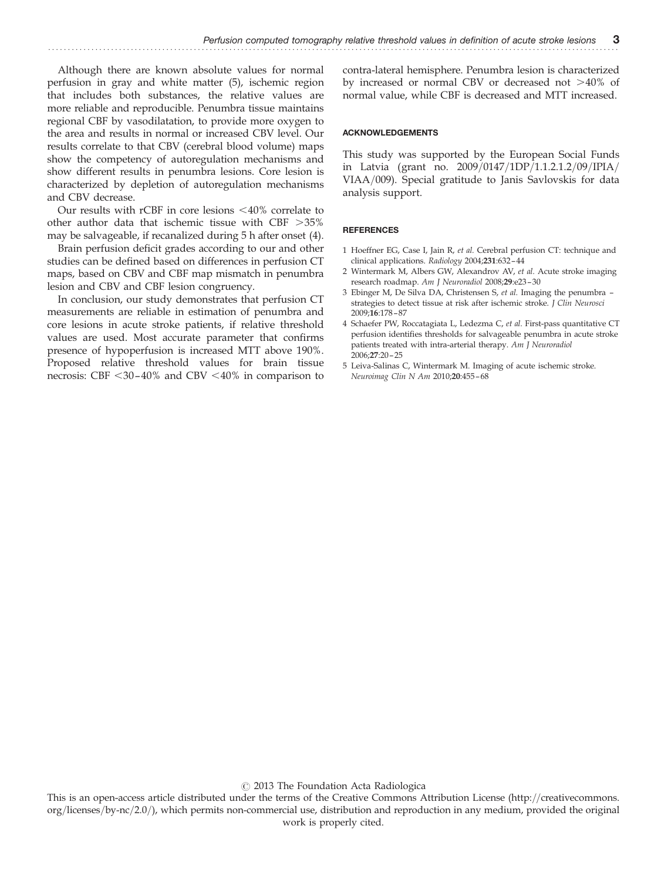Although there are known absolute values for normal perfusion in gray and white matter (5), ischemic region that includes both substances, the relative values are more reliable and reproducible. Penumbra tissue maintains regional CBF by vasodilatation, to provide more oxygen to the area and results in normal or increased CBV level. Our results correlate to that CBV (cerebral blood volume) maps show the competency of autoregulation mechanisms and show different results in penumbra lesions. Core lesion is characterized by depletion of autoregulation mechanisms and CBV decrease.

Our results with rCBF in core lesions <40% correlate to other author data that ischemic tissue with CBF >35% may be salvageable, if recanalized during 5 h after onset (4).

Brain perfusion deficit grades according to our and other studies can be defined based on differences in perfusion CT maps, based on CBV and CBF map mismatch in penumbra lesion and CBV and CBF lesion congruency.

In conclusion, our study demonstrates that perfusion CT measurements are reliable in estimation of penumbra and core lesions in acute stroke patients, if relative threshold values are used. Most accurate parameter that confirms presence of hypoperfusion is increased MTT above 190%. Proposed relative threshold values for brain tissue necrosis: CBF <30–40% and CBV <40% in comparison to contra-lateral hemisphere. Penumbra lesion is characterized by increased or normal CBV or decreased not >40% of normal value, while CBF is decreased and MTT increased.

## ACKNOWLEDGEMENTS

This study was supported by the European Social Funds in Latvia (grant no. 2009/0147/1DP/1.1.2.1.2/09/IPIA/VIAA/009). Special gratitude to Janis Savlovskis for data analysis support.

## REFERENCES

1 Hoeffner EG, Case I, Jain R, *et al.* Cerebral perfusion CT: technique and clinical applications. *Radiology* 2004;**231**:632–44
2 Wintermark M, Albers GW, Alexandrov AV, *et al.* Acute stroke imaging research roadmap. *Am J Neuroradiol* 2008;**29**:e23–30
3 Ebinger M, De Silva DA, Christensen S, *et al.* Imaging the penumbra – strategies to detect tissue at risk after ischemic stroke. *J Clin Neurosci* 2009;**16**:178–87
4 Schaefer PW, Roccatagiata L, Ledezma C, *et al.* First-pass quantitative CT perfusion identifies thresholds for salvageable penumbra in acute stroke patients treated with intra-arterial therapy. *Am J Neuroradiol* 2006;**27**:20–25
5 Leiva-Salinas C, Wintermark M. Imaging of acute ischemic stroke. *Neuroimag Clin N Am* 2010;**20**:455–68

© 2013 The Foundation Acta Radiologica
This is an open-access article distributed under the terms of the Creative Commons Attribution License (http://creativecommons.org/licenses/by-nc/2.0/), which permits non-commercial use, distribution and reproduction in any medium, provided the original work is properly cited.